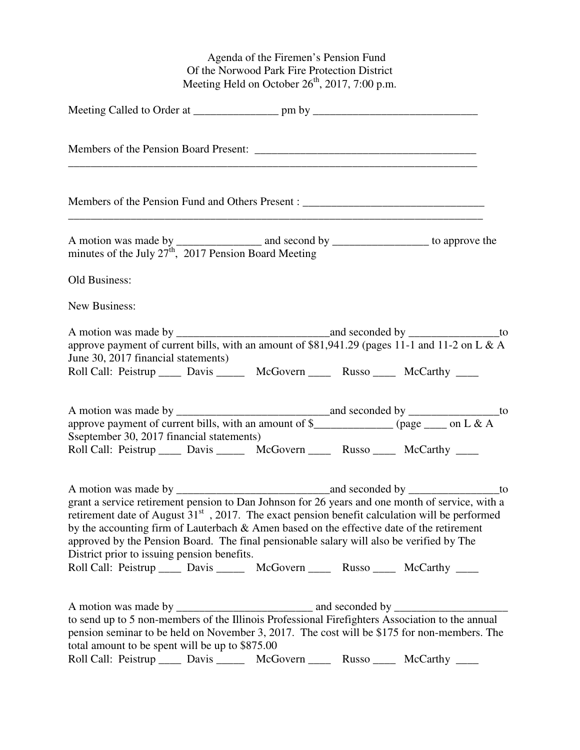Agenda of the Firemen's Pension Fund
Of the Norwood Park Fire Protection District
Meeting Held on October 26th, 2017, 7:00 p.m.

Meeting Called to Order at _______________ pm by _____________________________

Members of the Pension Board Present: ________________________________________
___________________________________________________________________________

Members of the Pension Fund and Others Present : ________________________________
___________________________________________________________________________

A motion was made by _______________ and second by _________________ to approve the minutes of the July 27th, 2017 Pension Board Meeting

Old Business:

New Business:

A motion was made by ___________________________and seconded by ________________to approve payment of current bills, with an amount of $81,941.29 (pages 11-1 and 11-2 on L & A June 30, 2017 financial statements)
Roll Call: Peistrup ____ Davis _____ McGovern ____ Russo ____ McCarthy ____

A motion was made by ____________________________and seconded by ________________to approve payment of current bills, with an amount of $______________ (page ____ on L & A Sseptember 30, 2017 financial statements)
Roll Call: Peistrup ____ Davis _____ McGovern ____ Russo ____ McCarthy ____

A motion was made by ___________________________and seconded by ________________to grant a service retirement pension to Dan Johnson for 26 years and one month of service, with a retirement date of August 31st , 2017. The exact pension benefit calculation will be performed by the accounting firm of Lauterbach & Amen based on the effective date of the retirement approved by the Pension Board. The final pensionable salary will also be verified by The District prior to issuing pension benefits.
Roll Call: Peistrup ____ Davis _____ McGovern ____ Russo ____ McCarthy ____

A motion was made by _________________________ and seconded by ____________________ to send up to 5 non-members of the Illinois Professional Firefighters Association to the annual pension seminar to be held on November 3, 2017. The cost will be $175 for non-members. The total amount to be spent will be up to $875.00
Roll Call: Peistrup ____ Davis _____ McGovern ____ Russo ____ McCarthy ____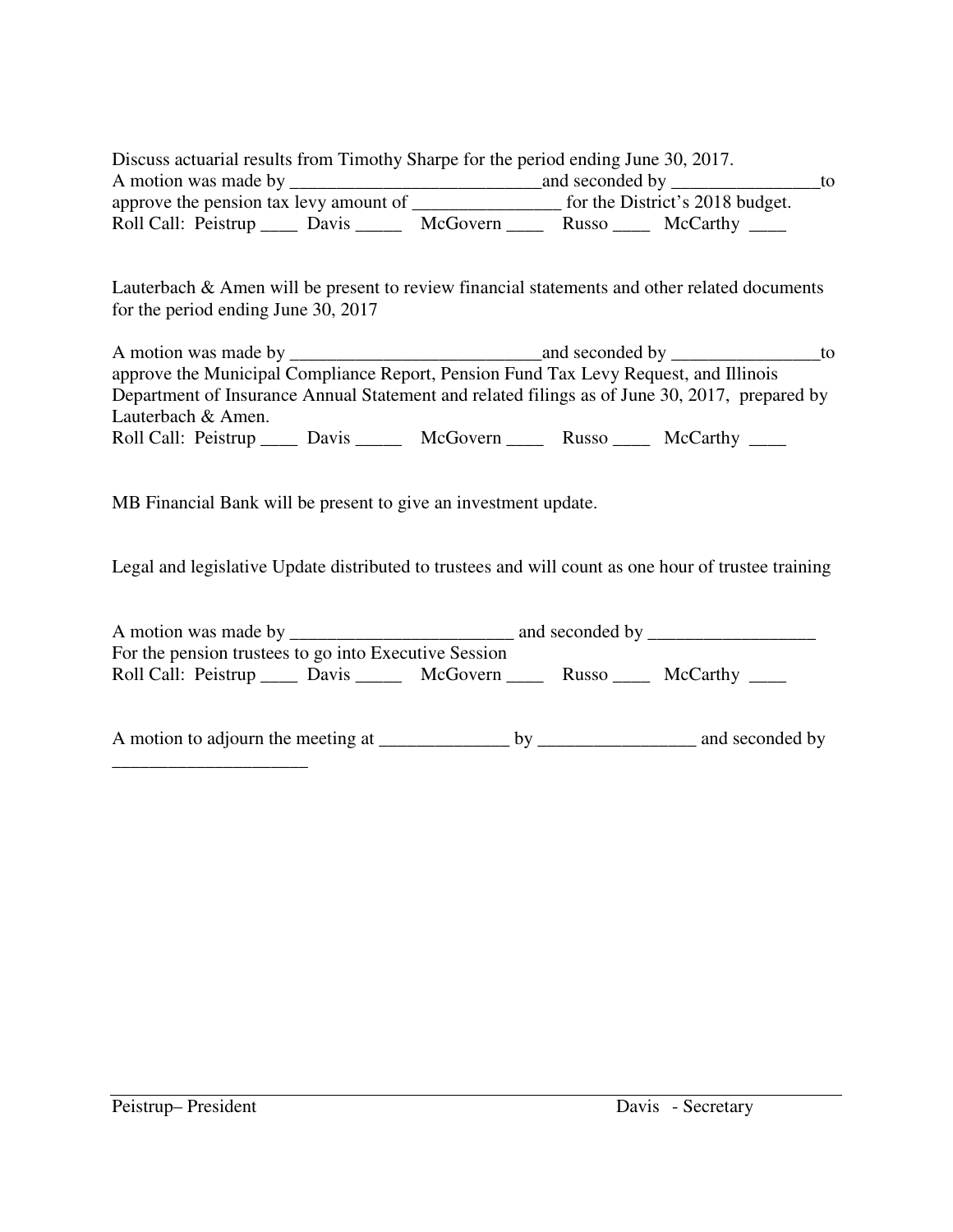Discuss actuarial results from Timothy Sharpe for the period ending June 30, 2017.
A motion was made by ___________________________and seconded by ________________to approve the pension tax levy amount of ________________ for the District's 2018 budget.
Roll Call: Peistrup ____ Davis _____ McGovern ____ Russo ____ McCarthy ____

Lauterbach & Amen will be present to review financial statements and other related documents for the period ending June 30, 2017

A motion was made by ___________________________and seconded by ________________to approve the Municipal Compliance Report, Pension Fund Tax Levy Request, and Illinois Department of Insurance Annual Statement and related filings as of June 30, 2017, prepared by Lauterbach & Amen.
Roll Call: Peistrup ____ Davis _____ McGovern ____ Russo ____ McCarthy ____

MB Financial Bank will be present to give an investment update.

Legal and legislative Update distributed to trustees and will count as one hour of trustee training

A motion was made by ________________________ and seconded by __________________
For the pension trustees to go into Executive Session
Roll Call: Peistrup ____ Davis _____ McGovern ____ Russo ____ McCarthy ____

A motion to adjourn the meeting at ______________ by _________________ and seconded by _____________________

Peistrup– President Davis - Secretary